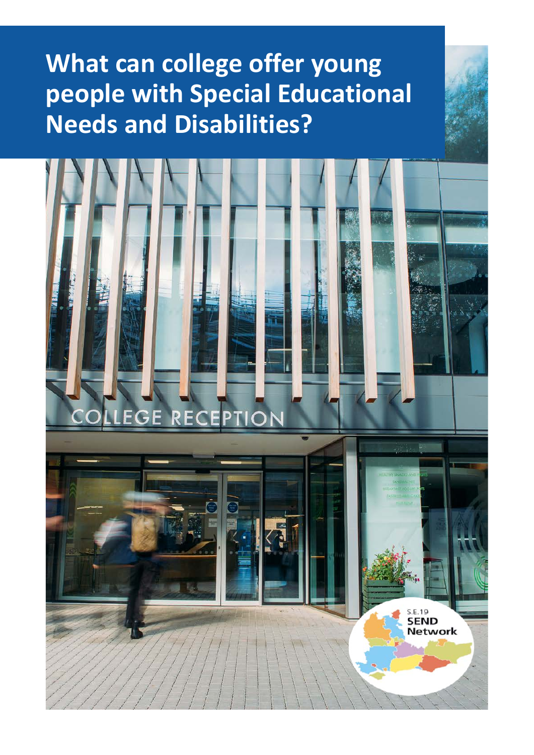# What can college offer young people with Special Educational Needs and Disabilities?

S.E.19 SEND Network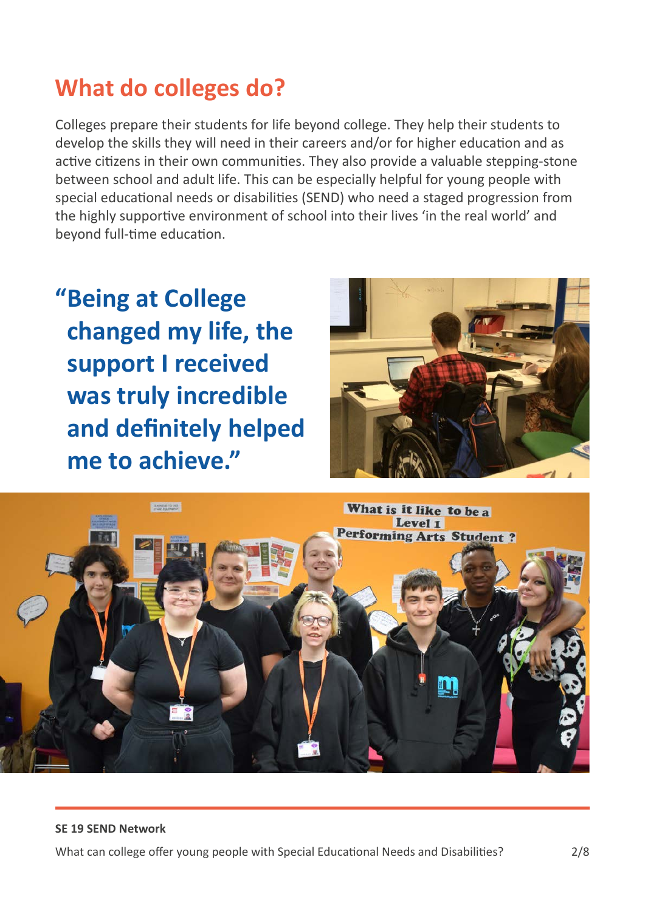## What do colleges do?

Colleges prepare their students for life beyond college. They help their students to develop the skills they will need in their careers and/or for higher education and as active citizens in their own communities. They also provide a valuable stepping-stone between school and adult life. This can be especially helpful for young people with special educational needs or disabilities (SEND) who need a staged progression from the highly supportive environment of school into their lives 'in the real world' and beyond full-time education.

**"Being at College changed my life, the support I received was truly incredible and definitely helped me to achieve."**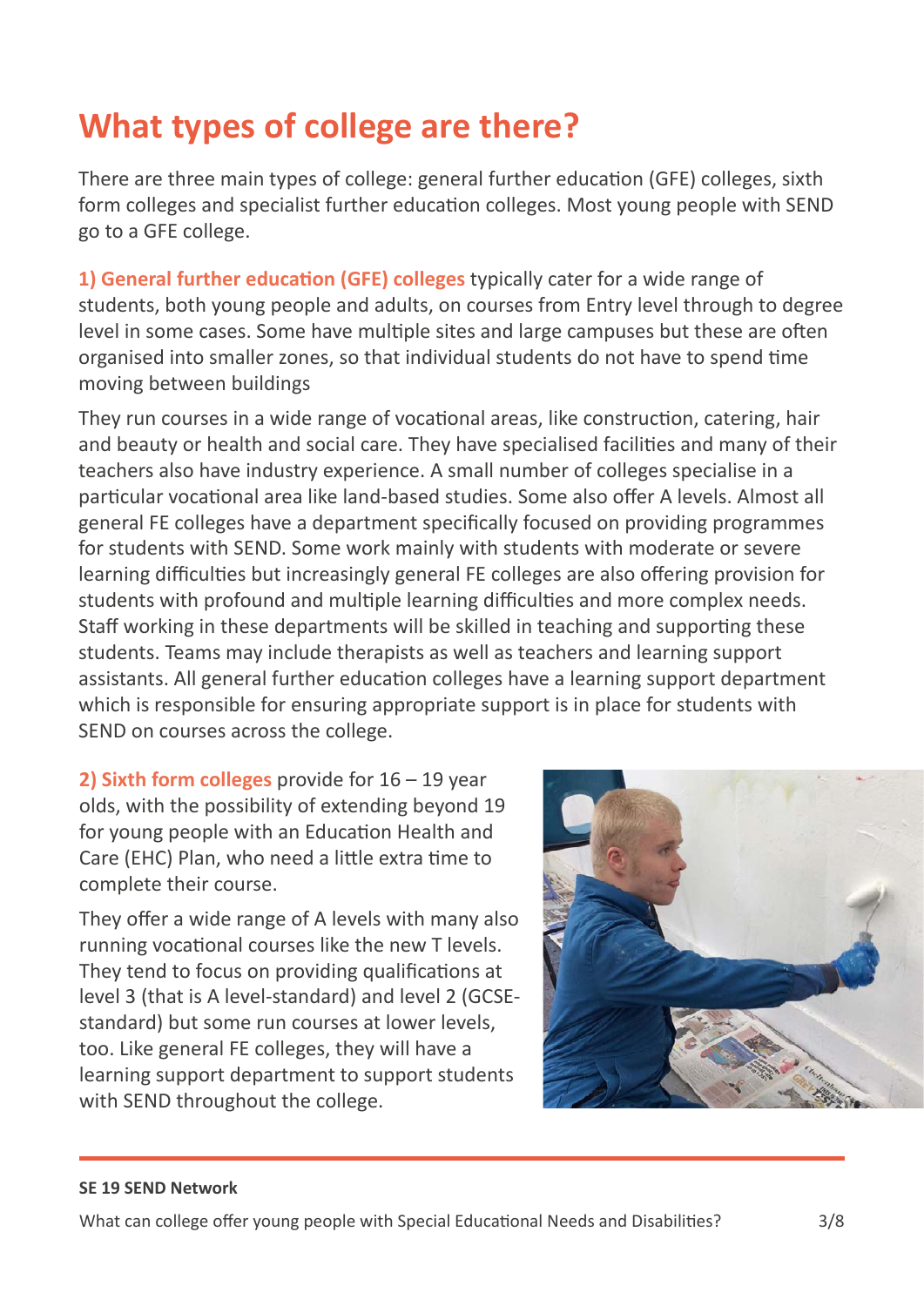# What types of college are there?

There are three main types of college: general further education (GFE) colleges, sixth form colleges and specialist further education colleges. Most young people with SEND go to a GFE college.

**1) General further education (GFE) colleges** typically cater for a wide range of students, both young people and adults, on courses from Entry level through to degree level in some cases. Some have multiple sites and large campuses but these are often organised into smaller zones, so that individual students do not have to spend time moving between buildings

They run courses in a wide range of vocational areas, like construction, catering, hair and beauty or health and social care. They have specialised facilities and many of their teachers also have industry experience. A small number of colleges specialise in a particular vocational area like land-based studies. Some also offer A levels. Almost all general FE colleges have a department specifically focused on providing programmes for students with SEND. Some work mainly with students with moderate or severe learning difficulties but increasingly general FE colleges are also offering provision for students with profound and multiple learning difficulties and more complex needs. Staff working in these departments will be skilled in teaching and supporting these students. Teams may include therapists as well as teachers and learning support assistants. All general further education colleges have a learning support department which is responsible for ensuring appropriate support is in place for students with SEND on courses across the college.

**2) Sixth form colleges** provide for 16 – 19 year olds, with the possibility of extending beyond 19 for young people with an Education Health and Care (EHC) Plan, who need a little extra time to complete their course.

They offer a wide range of A levels with many also running vocational courses like the new T levels. They tend to focus on providing qualifications at level 3 (that is A level-standard) and level 2 (GCSE-standard) but some run courses at lower levels, too. Like general FE colleges, they will have a learning support department to support students with SEND throughout the college.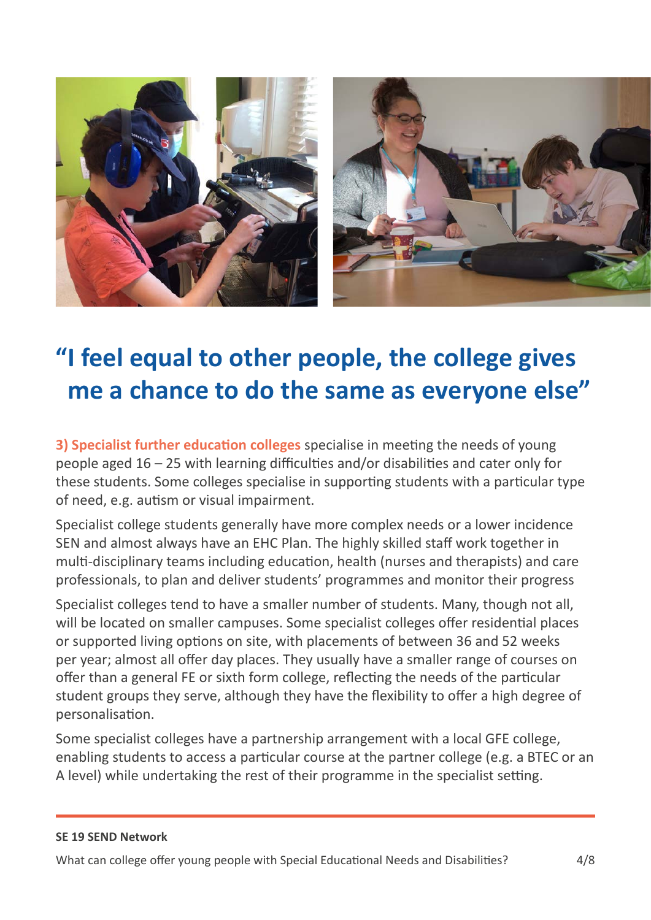## "I feel equal to other people, the college gives me a chance to do the same as everyone else"

**3) Specialist further education colleges** specialise in meeting the needs of young people aged 16 – 25 with learning difficulties and/or disabilities and cater only for these students. Some colleges specialise in supporting students with a particular type of need, e.g. autism or visual impairment.

Specialist college students generally have more complex needs or a lower incidence SEN and almost always have an EHC Plan. The highly skilled staff work together in multi-disciplinary teams including education, health (nurses and therapists) and care professionals, to plan and deliver students' programmes and monitor their progress

Specialist colleges tend to have a smaller number of students. Many, though not all, will be located on smaller campuses. Some specialist colleges offer residential places or supported living options on site, with placements of between 36 and 52 weeks per year; almost all offer day places. They usually have a smaller range of courses on offer than a general FE or sixth form college, reflecting the needs of the particular student groups they serve, although they have the flexibility to offer a high degree of personalisation.

Some specialist colleges have a partnership arrangement with a local GFE college, enabling students to access a particular course at the partner college (e.g. a BTEC or an A level) while undertaking the rest of their programme in the specialist setting.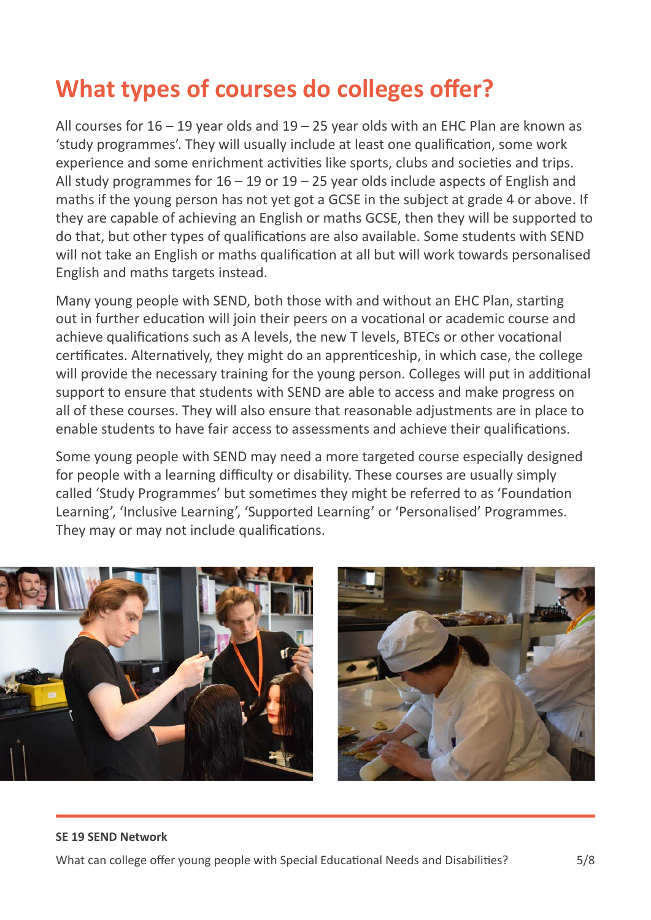## What types of courses do colleges offer?

All courses for 16 – 19 year olds and 19 – 25 year olds with an EHC Plan are known as 'study programmes'. They will usually include at least one qualification, some work experience and some enrichment activities like sports, clubs and societies and trips. All study programmes for 16 – 19 or 19 – 25 year olds include aspects of English and maths if the young person has not yet got a GCSE in the subject at grade 4 or above. If they are capable of achieving an English or maths GCSE, then they will be supported to do that, but other types of qualifications are also available. Some students with SEND will not take an English or maths qualification at all but will work towards personalised English and maths targets instead.

Many young people with SEND, both those with and without an EHC Plan, starting out in further education will join their peers on a vocational or academic course and achieve qualifications such as A levels, the new T levels, BTECs or other vocational certificates. Alternatively, they might do an apprenticeship, in which case, the college will provide the necessary training for the young person. Colleges will put in additional support to ensure that students with SEND are able to access and make progress on all of these courses. They will also ensure that reasonable adjustments are in place to enable students to have fair access to assessments and achieve their qualifications.

Some young people with SEND may need a more targeted course especially designed for people with a learning difficulty or disability. These courses are usually simply called 'Study Programmes' but sometimes they might be referred to as 'Foundation Learning', 'Inclusive Learning', 'Supported Learning' or 'Personalised' Programmes. They may or may not include qualifications.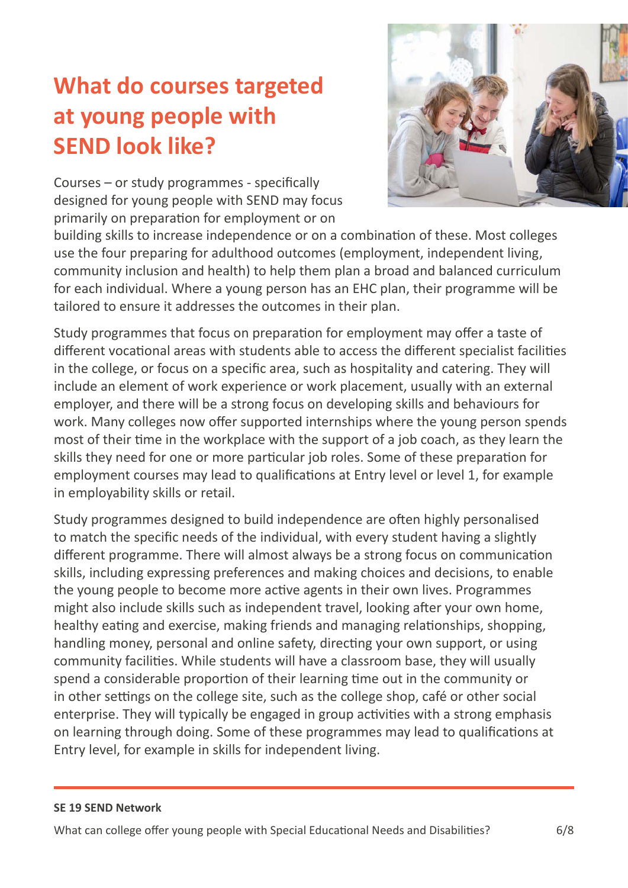# What do courses targeted at young people with SEND look like?

Courses – or study programmes - specifically designed for young people with SEND may focus primarily on preparation for employment or on building skills to increase independence or on a combination of these. Most colleges use the four preparing for adulthood outcomes (employment, independent living, community inclusion and health) to help them plan a broad and balanced curriculum for each individual. Where a young person has an EHC plan, their programme will be tailored to ensure it addresses the outcomes in their plan.

Study programmes that focus on preparation for employment may offer a taste of different vocational areas with students able to access the different specialist facilities in the college, or focus on a specific area, such as hospitality and catering. They will include an element of work experience or work placement, usually with an external employer, and there will be a strong focus on developing skills and behaviours for work. Many colleges now offer supported internships where the young person spends most of their time in the workplace with the support of a job coach, as they learn the skills they need for one or more particular job roles. Some of these preparation for employment courses may lead to qualifications at Entry level or level 1, for example in employability skills or retail.

Study programmes designed to build independence are often highly personalised to match the specific needs of the individual, with every student having a slightly different programme. There will almost always be a strong focus on communication skills, including expressing preferences and making choices and decisions, to enable the young people to become more active agents in their own lives. Programmes might also include skills such as independent travel, looking after your own home, healthy eating and exercise, making friends and managing relationships, shopping, handling money, personal and online safety, directing your own support, or using community facilities. While students will have a classroom base, they will usually spend a considerable proportion of their learning time out in the community or in other settings on the college site, such as the college shop, café or other social enterprise. They will typically be engaged in group activities with a strong emphasis on learning through doing. Some of these programmes may lead to qualifications at Entry level, for example in skills for independent living.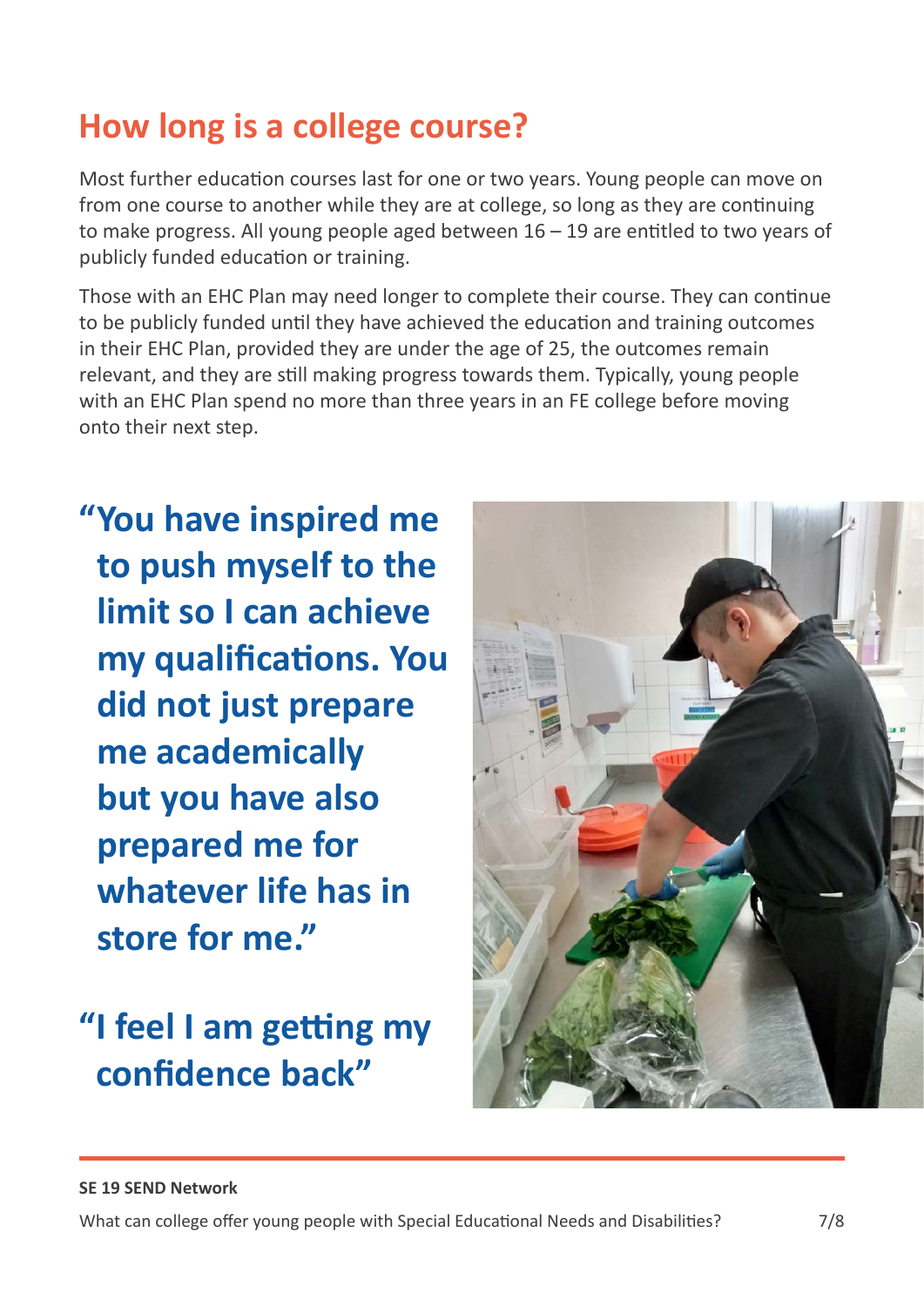## How long is a college course?

Most further education courses last for one or two years. Young people can move on from one course to another while they are at college, so long as they are continuing to make progress. All young people aged between 16 – 19 are entitled to two years of publicly funded education or training.

Those with an EHC Plan may need longer to complete their course. They can continue to be publicly funded until they have achieved the education and training outcomes in their EHC Plan, provided they are under the age of 25, the outcomes remain relevant, and they are still making progress towards them. Typically, young people with an EHC Plan spend no more than three years in an FE college before moving onto their next step.

**"You have inspired me to push myself to the limit so I can achieve my qualifications. You did not just prepare me academically but you have also prepared me for whatever life has in store for me."**

**"I feel I am getting my confidence back"**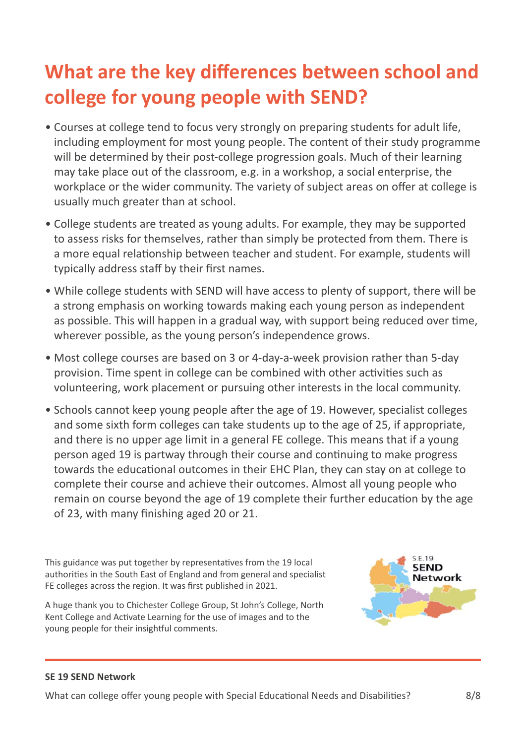# What are the key differences between school and college for young people with SEND?

- Courses at college tend to focus very strongly on preparing students for adult life, including employment for most young people. The content of their study programme will be determined by their post-college progression goals. Much of their learning may take place out of the classroom, e.g. in a workshop, a social enterprise, the workplace or the wider community. The variety of subject areas on offer at college is usually much greater than at school.
- College students are treated as young adults. For example, they may be supported to assess risks for themselves, rather than simply be protected from them. There is a more equal relationship between teacher and student. For example, students will typically address staff by their first names.
- While college students with SEND will have access to plenty of support, there will be a strong emphasis on working towards making each young person as independent as possible. This will happen in a gradual way, with support being reduced over time, wherever possible, as the young person's independence grows.
- Most college courses are based on 3 or 4-day-a-week provision rather than 5-day provision. Time spent in college can be combined with other activities such as volunteering, work placement or pursuing other interests in the local community.
- Schools cannot keep young people after the age of 19. However, specialist colleges and some sixth form colleges can take students up to the age of 25, if appropriate, and there is no upper age limit in a general FE college. This means that if a young person aged 19 is partway through their course and continuing to make progress towards the educational outcomes in their EHC Plan, they can stay on at college to complete their course and achieve their outcomes. Almost all young people who remain on course beyond the age of 19 complete their further education by the age of 23, with many finishing aged 20 or 21.

This guidance was put together by representatives from the 19 local authorities in the South East of England and from general and specialist FE colleges across the region. It was first published in 2021.

A huge thank you to Chichester College Group, St John's College, North Kent College and Activate Learning for the use of images and to the young people for their insightful comments.

S.E.19 SEND Network